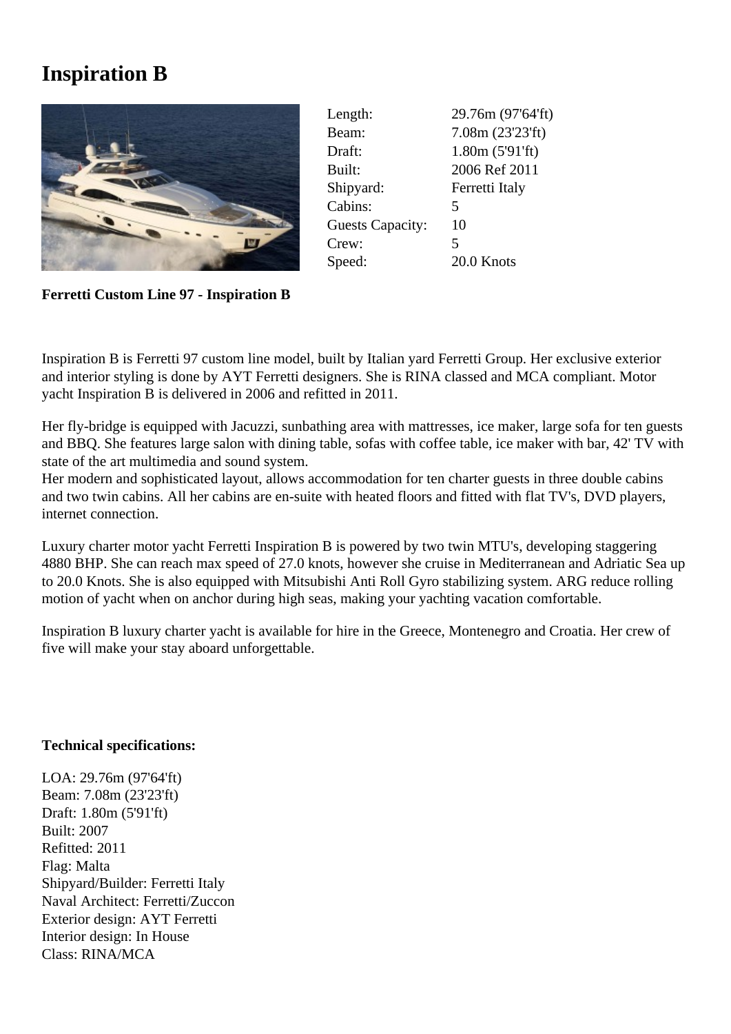# Inspiration B

| | |
|---|---|
| Length: | 29.76m (97'64'ft) |
| Beam: | 7.08m (23'23'ft) |
| Draft: | 1.80m (5'91'ft) |
| Built: | 2006 Ref 2011 |
| Shipyard: | Ferretti Italy |
| Cabins: | 5 |
| Guests Capacity: | 10 |
| Crew: | 5 |
| Speed: | 20.0 Knots |

**Ferretti Custom Line 97 - Inspiration B**

Inspiration B is Ferretti 97 custom line model, built by Italian yard Ferretti Group. Her exclusive exterior and interior styling is done by AYT Ferretti designers. She is RINA classed and MCA compliant. Motor yacht Inspiration B is delivered in 2006 and refitted in 2011.

Her fly-bridge is equipped with Jacuzzi, sunbathing area with mattresses, ice maker, large sofa for ten guests and BBQ. She features large salon with dining table, sofas with coffee table, ice maker with bar, 42' TV with state of the art multimedia and sound system.
Her modern and sophisticated layout, allows accommodation for ten charter guests in three double cabins and two twin cabins. All her cabins are en-suite with heated floors and fitted with flat TV's, DVD players, internet connection.

Luxury charter motor yacht Ferretti Inspiration B is powered by two twin MTU's, developing staggering 4880 BHP. She can reach max speed of 27.0 knots, however she cruise in Mediterranean and Adriatic Sea up to 20.0 Knots. She is also equipped with Mitsubishi Anti Roll Gyro stabilizing system. ARG reduce rolling motion of yacht when on anchor during high seas, making your yachting vacation comfortable.

Inspiration B luxury charter yacht is available for hire in the Greece, Montenegro and Croatia. Her crew of five will make your stay aboard unforgettable.

**Technical specifications:**

LOA: 29.76m (97'64'ft)
Beam: 7.08m (23'23'ft)
Draft: 1.80m (5'91'ft)
Built: 2007
Refitted: 2011
Flag: Malta
Shipyard/Builder: Ferretti Italy
Naval Architect: Ferretti/Zuccon
Exterior design: AYT Ferretti
Interior design: In House
Class: RINA/MCA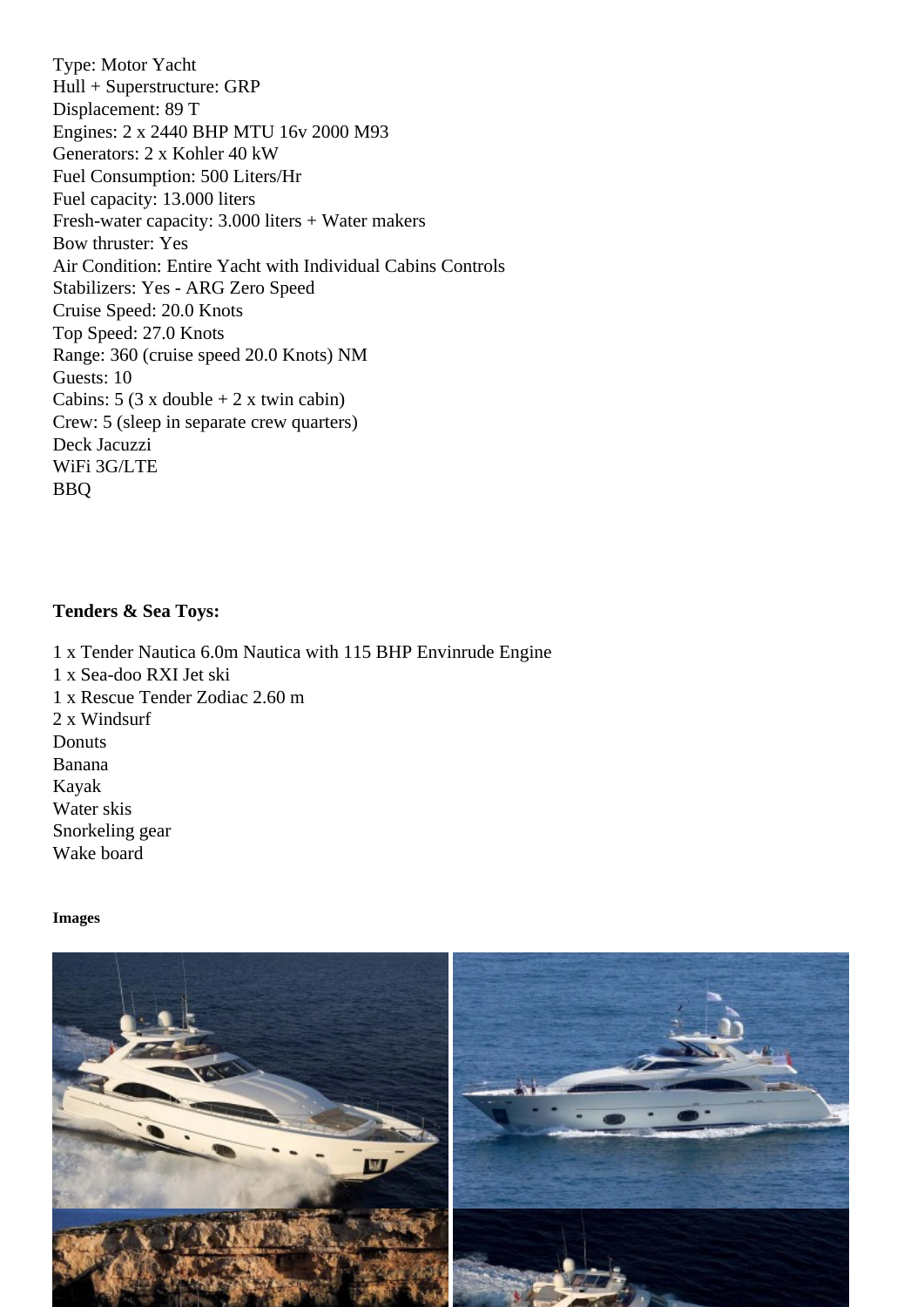Type: Motor Yacht
Hull + Superstructure: GRP
Displacement: 89 T
Engines: 2 x 2440 BHP MTU 16v 2000 M93
Generators: 2 x Kohler 40 kW
Fuel Consumption: 500 Liters/Hr
Fuel capacity: 13.000 liters
Fresh-water capacity: 3.000 liters + Water makers
Bow thruster: Yes
Air Condition: Entire Yacht with Individual Cabins Controls
Stabilizers: Yes - ARG Zero Speed
Cruise Speed: 20.0 Knots
Top Speed: 27.0 Knots
Range: 360 (cruise speed 20.0 Knots) NM
Guests: 10
Cabins: 5 (3 x double + 2 x twin cabin)
Crew: 5 (sleep in separate crew quarters)
Deck Jacuzzi
WiFi 3G/LTE
BBQ

**Tenders & Sea Toys:**

1 x Tender Nautica 6.0m Nautica with 115 BHP Envinrude Engine
1 x Sea-doo RXI Jet ski
1 x Rescue Tender Zodiac 2.60 m
2 x Windsurf
Donuts
Banana
Kayak
Water skis
Snorkeling gear
Wake board

**Images**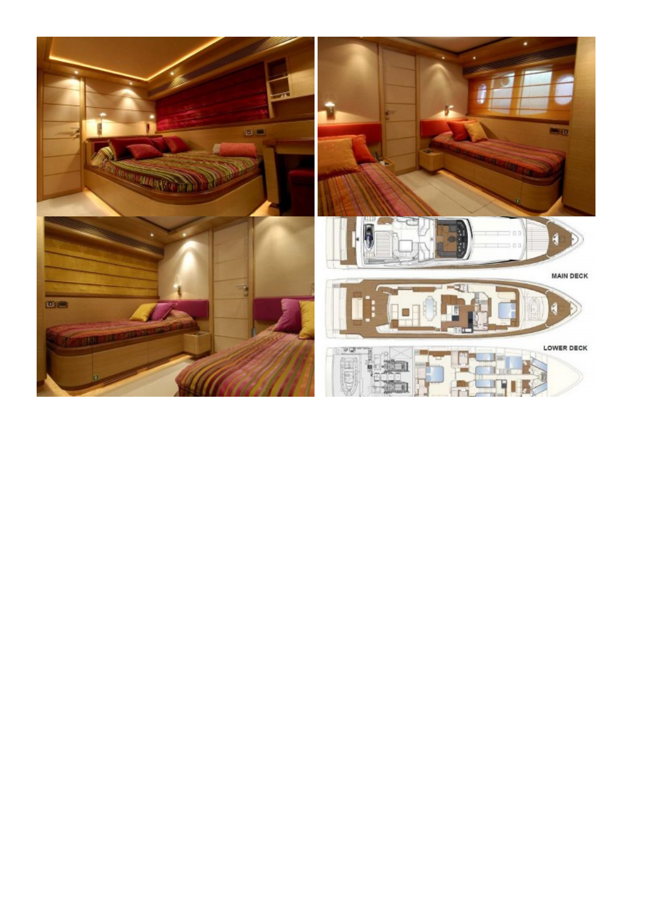MAIN DECK

LOWER DECK